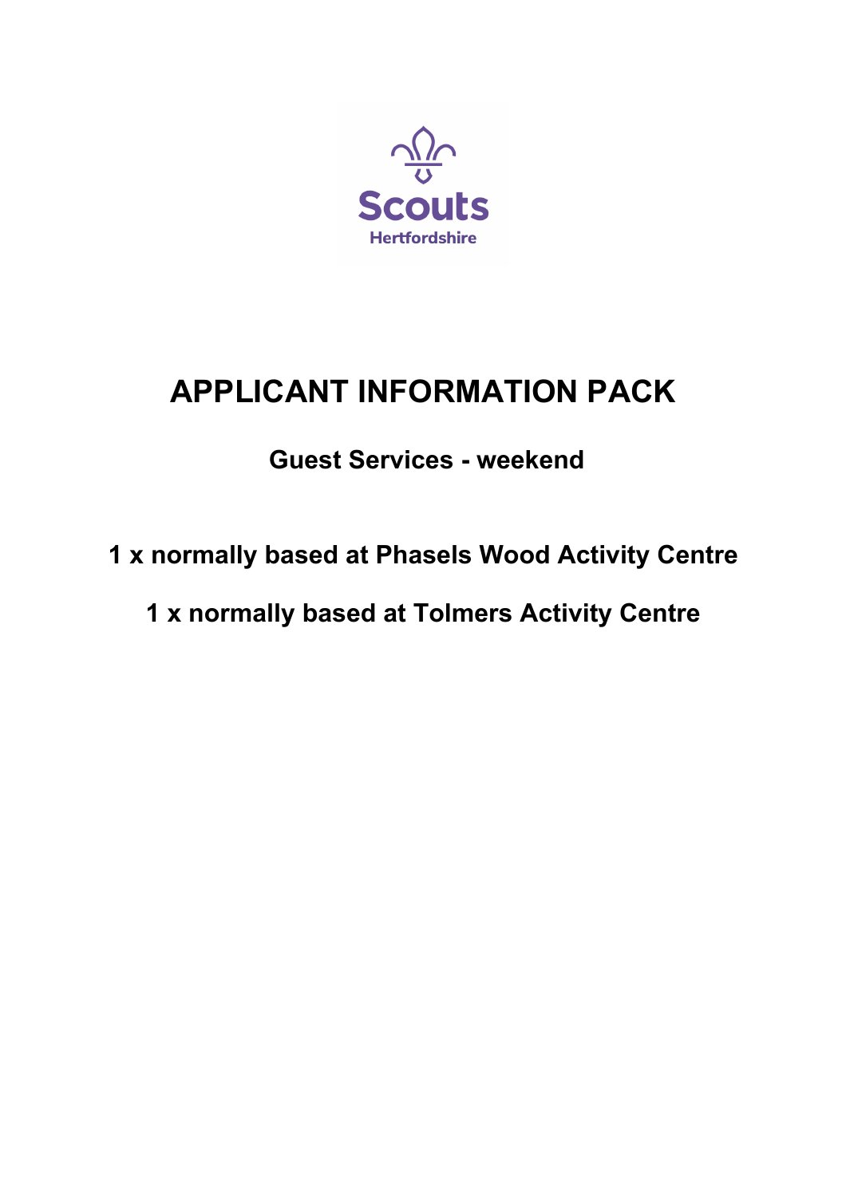Scouts

Hertfordshire

# APPLICANT INFORMATION PACK

## Guest Services - weekend

### 1 x normally based at Phasels Wood Activity Centre

### 1 x normally based at Tolmers Activity Centre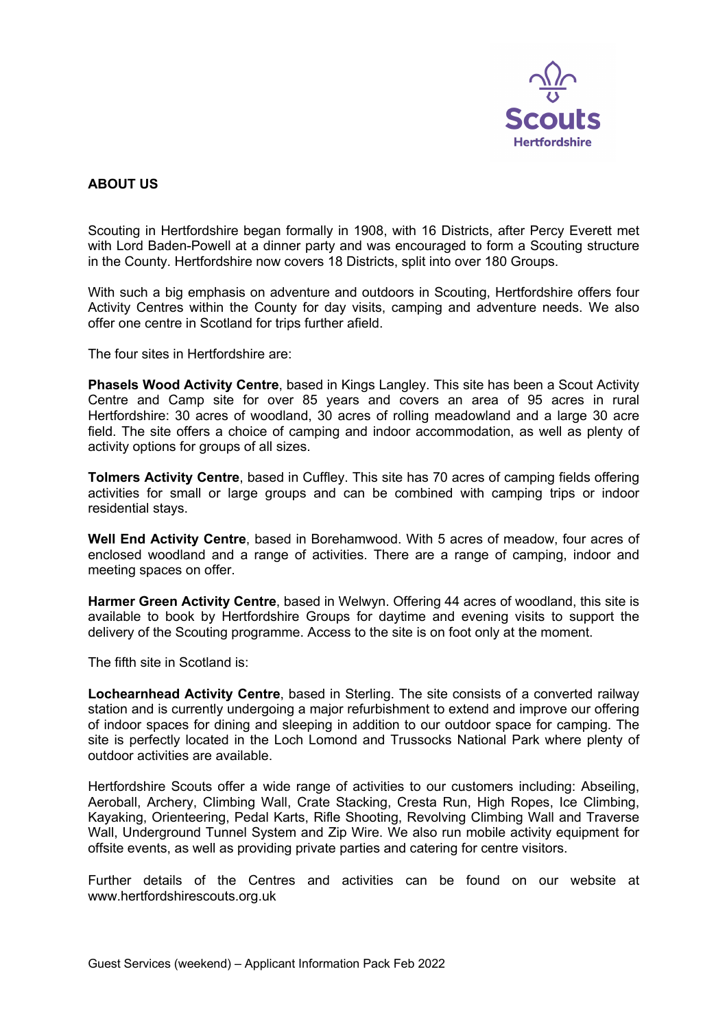## ABOUT US

Scouting in Hertfordshire began formally in 1908, with 16 Districts, after Percy Everett met with Lord Baden-Powell at a dinner party and was encouraged to form a Scouting structure in the County. Hertfordshire now covers 18 Districts, split into over 180 Groups.

With such a big emphasis on adventure and outdoors in Scouting, Hertfordshire offers four Activity Centres within the County for day visits, camping and adventure needs. We also offer one centre in Scotland for trips further afield.

The four sites in Hertfordshire are:

**Phasels Wood Activity Centre**, based in Kings Langley. This site has been a Scout Activity Centre and Camp site for over 85 years and covers an area of 95 acres in rural Hertfordshire: 30 acres of woodland, 30 acres of rolling meadowland and a large 30 acre field. The site offers a choice of camping and indoor accommodation, as well as plenty of activity options for groups of all sizes.

**Tolmers Activity Centre**, based in Cuffley. This site has 70 acres of camping fields offering activities for small or large groups and can be combined with camping trips or indoor residential stays.

**Well End Activity Centre**, based in Borehamwood. With 5 acres of meadow, four acres of enclosed woodland and a range of activities. There are a range of camping, indoor and meeting spaces on offer.

**Harmer Green Activity Centre**, based in Welwyn. Offering 44 acres of woodland, this site is available to book by Hertfordshire Groups for daytime and evening visits to support the delivery of the Scouting programme. Access to the site is on foot only at the moment.

The fifth site in Scotland is:

**Lochearnhead Activity Centre**, based in Sterling. The site consists of a converted railway station and is currently undergoing a major refurbishment to extend and improve our offering of indoor spaces for dining and sleeping in addition to our outdoor space for camping. The site is perfectly located in the Loch Lomond and Trussocks National Park where plenty of outdoor activities are available.

Hertfordshire Scouts offer a wide range of activities to our customers including: Abseiling, Aeroball, Archery, Climbing Wall, Crate Stacking, Cresta Run, High Ropes, Ice Climbing, Kayaking, Orienteering, Pedal Karts, Rifle Shooting, Revolving Climbing Wall and Traverse Wall, Underground Tunnel System and Zip Wire. We also run mobile activity equipment for offsite events, as well as providing private parties and catering for centre visitors.

Further details of the Centres and activities can be found on our website at www.hertfordshirescouts.org.uk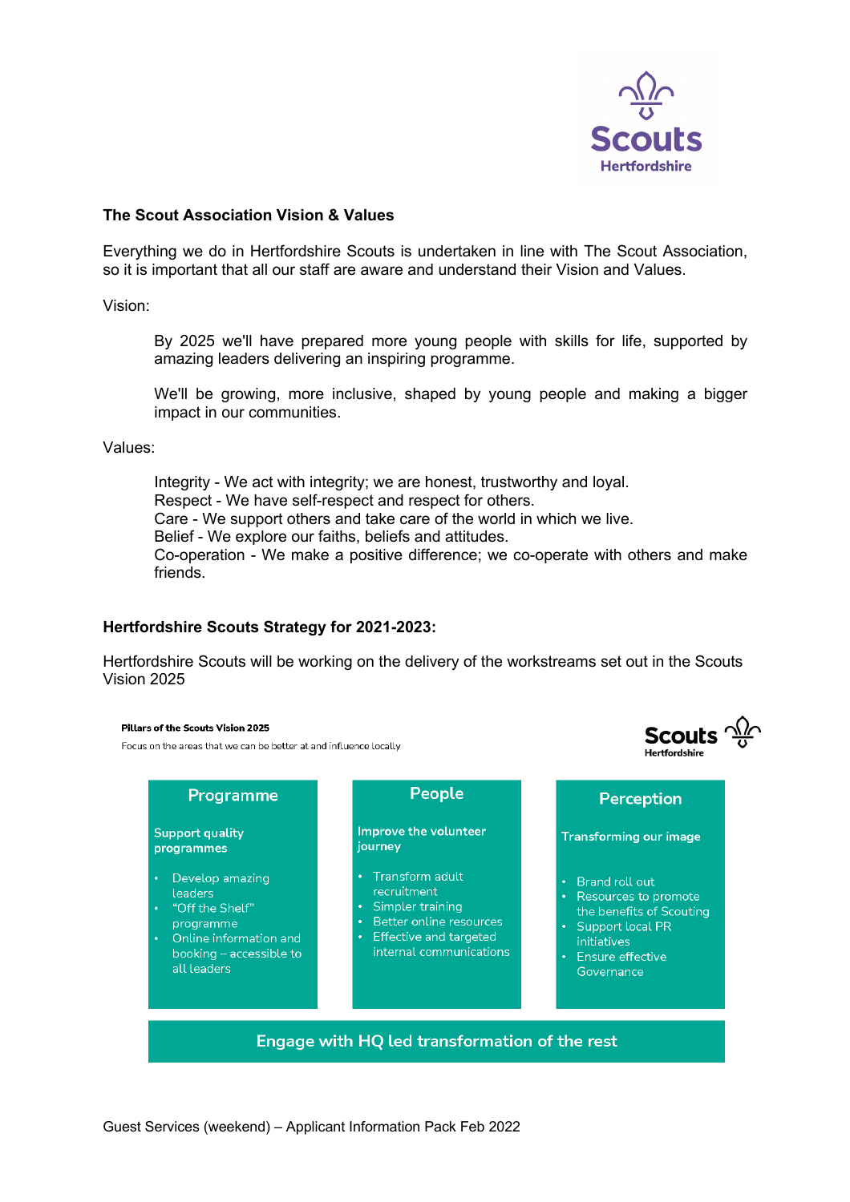## The Scout Association Vision & Values

Everything we do in Hertfordshire Scouts is undertaken in line with The Scout Association, so it is important that all our staff are aware and understand their Vision and Values.

Vision:

> By 2025 we'll have prepared more young people with skills for life, supported by amazing leaders delivering an inspiring programme.
>
> We'll be growing, more inclusive, shaped by young people and making a bigger impact in our communities.

Values:

> Integrity - We act with integrity; we are honest, trustworthy and loyal.
> Respect - We have self-respect and respect for others.
> Care - We support others and take care of the world in which we live.
> Belief - We explore our faiths, beliefs and attitudes.
> Co-operation - We make a positive difference; we co-operate with others and make friends.

## Hertfordshire Scouts Strategy for 2021-2023:

Hertfordshire Scouts will be working on the delivery of the workstreams set out in the Scouts Vision 2025

**Pillars of the Scouts Vision 2025**

Focus on the areas that we can be better at and influence locally

| Programme | People | Perception |
|---|---|---|
| **Support quality programmes** | **Improve the volunteer journey** | **Transforming our image** |
| • Develop amazing leaders<br>• "Off the Shelf" programme<br>• Online information and booking – accessible to all leaders | • Transform adult recruitment<br>• Simpler training<br>• Better online resources<br>• Effective and targeted internal communications | • Brand roll out<br>• Resources to promote the benefits of Scouting<br>• Support local PR initiatives<br>• Ensure effective Governance |

**Engage with HQ led transformation of the rest**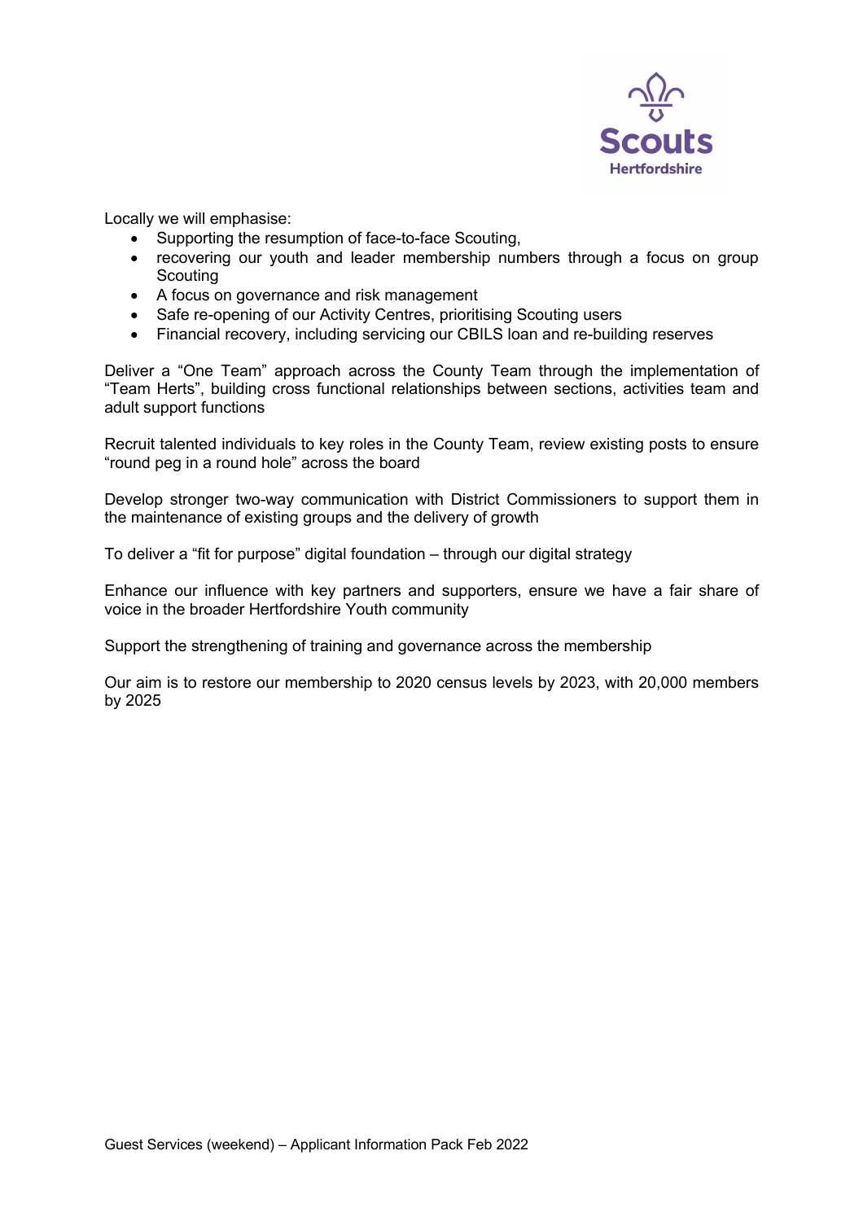Locally we will emphasise:

- Supporting the resumption of face-to-face Scouting,
- recovering our youth and leader membership numbers through a focus on group Scouting
- A focus on governance and risk management
- Safe re-opening of our Activity Centres, prioritising Scouting users
- Financial recovery, including servicing our CBILS loan and re-building reserves

Deliver a "One Team" approach across the County Team through the implementation of "Team Herts", building cross functional relationships between sections, activities team and adult support functions

Recruit talented individuals to key roles in the County Team, review existing posts to ensure "round peg in a round hole" across the board

Develop stronger two-way communication with District Commissioners to support them in the maintenance of existing groups and the delivery of growth

To deliver a "fit for purpose" digital foundation – through our digital strategy

Enhance our influence with key partners and supporters, ensure we have a fair share of voice in the broader Hertfordshire Youth community

Support the strengthening of training and governance across the membership

Our aim is to restore our membership to 2020 census levels by 2023, with 20,000 members by 2025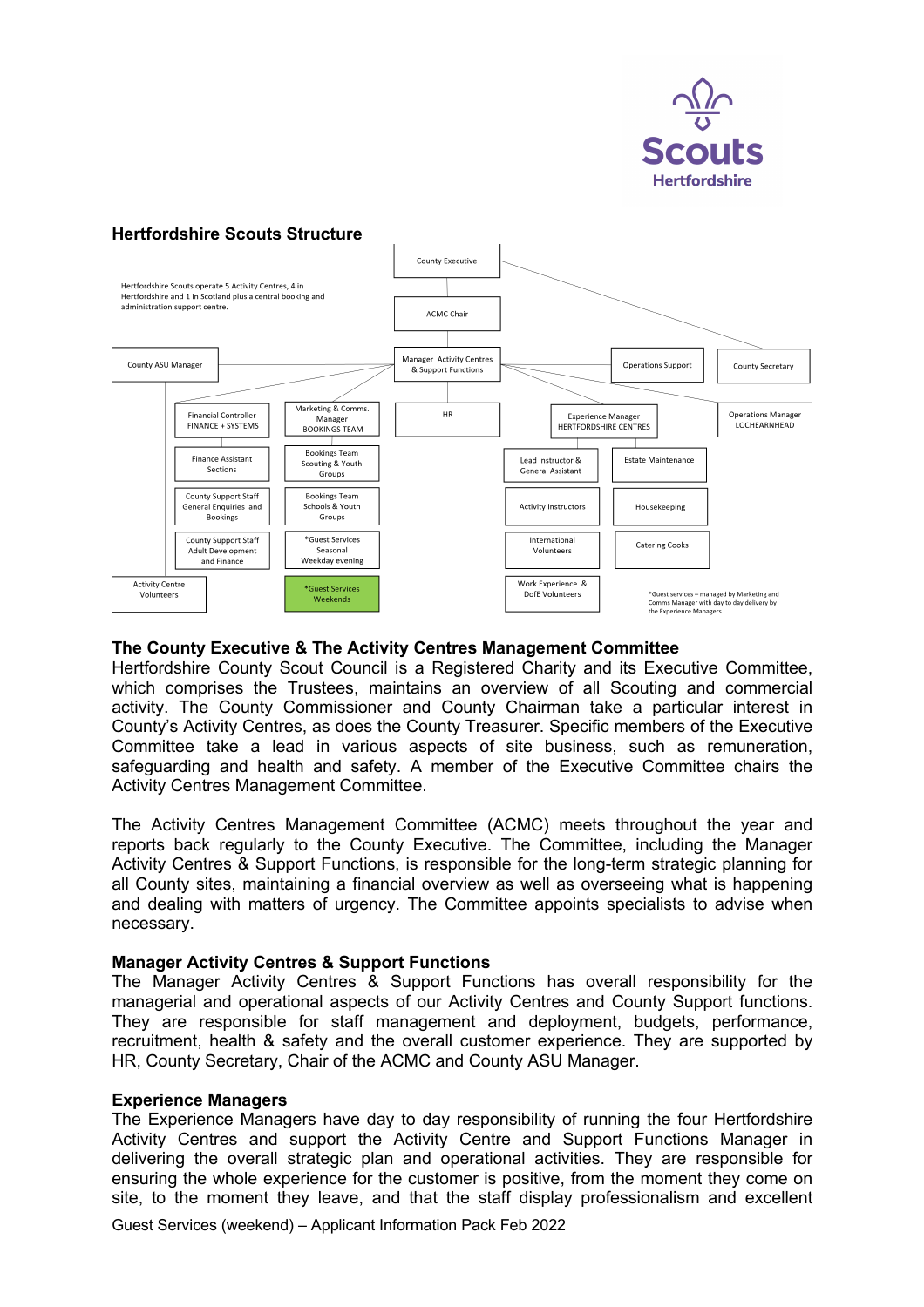## Hertfordshire Scouts Structure

Hertfordshire Scouts operate 5 Activity Centres, 4 in Hertfordshire and 1 in Scotland plus a central booking and administration support centre.

- County Executive
  - ACMC Chair
    - Manager Activity Centres & Support Functions
  - County Secretary
- Manager Activity Centres & Support Functions
  - County ASU Manager
    - Activity Centre Volunteers
  - Financial Controller FINANCE + SYSTEMS
    - Finance Assistant Sections
    - County Support Staff General Enquiries and Bookings
    - County Support Staff Adult Development and Finance
  - Marketing & Comms. Manager BOOKINGS TEAM
    - Bookings Team Scouting & Youth Groups
    - Bookings Team Schools & Youth Groups
    - *Guest Services Seasonal Weekday evening
    - *Guest Services Weekends
  - HR
  - Operations Support
  - Experience Manager HERTFORDSHIRE CENTRES
    - Lead Instructor & General Assistant
      - Activity Instructors
      - International Volunteers
      - Work Experience & DofE Volunteers
    - Estate Maintenance
      - Housekeeping
      - Catering Cooks
  - Operations Manager LOCHEARNHEAD

*Guest services – managed by Marketing and Comms Manager with day to day delivery by the Experience Managers.

### The County Executive & The Activity Centres Management Committee

Hertfordshire County Scout Council is a Registered Charity and its Executive Committee, which comprises the Trustees, maintains an overview of all Scouting and commercial activity. The County Commissioner and County Chairman take a particular interest in County's Activity Centres, as does the County Treasurer. Specific members of the Executive Committee take a lead in various aspects of site business, such as remuneration, safeguarding and health and safety. A member of the Executive Committee chairs the Activity Centres Management Committee.

The Activity Centres Management Committee (ACMC) meets throughout the year and reports back regularly to the County Executive. The Committee, including the Manager Activity Centres & Support Functions, is responsible for the long-term strategic planning for all County sites, maintaining a financial overview as well as overseeing what is happening and dealing with matters of urgency. The Committee appoints specialists to advise when necessary.

### Manager Activity Centres & Support Functions

The Manager Activity Centres & Support Functions has overall responsibility for the managerial and operational aspects of our Activity Centres and County Support functions. They are responsible for staff management and deployment, budgets, performance, recruitment, health & safety and the overall customer experience. They are supported by HR, County Secretary, Chair of the ACMC and County ASU Manager.

### Experience Managers

The Experience Managers have day to day responsibility of running the four Hertfordshire Activity Centres and support the Activity Centre and Support Functions Manager in delivering the overall strategic plan and operational activities. They are responsible for ensuring the whole experience for the customer is positive, from the moment they come on site, to the moment they leave, and that the staff display professionalism and excellent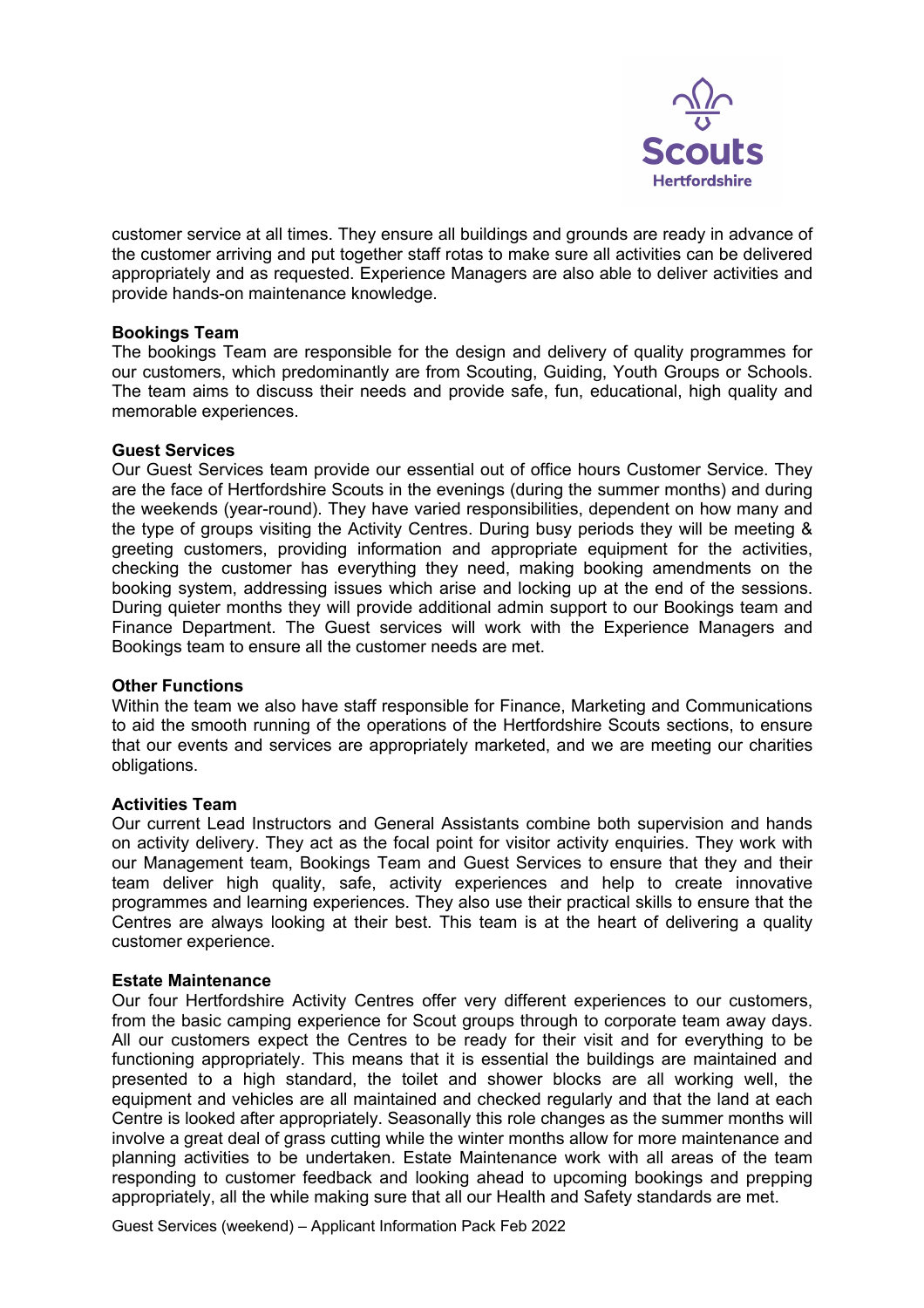customer service at all times. They ensure all buildings and grounds are ready in advance of the customer arriving and put together staff rotas to make sure all activities can be delivered appropriately and as requested. Experience Managers are also able to deliver activities and provide hands-on maintenance knowledge.

**Bookings Team**
The bookings Team are responsible for the design and delivery of quality programmes for our customers, which predominantly are from Scouting, Guiding, Youth Groups or Schools. The team aims to discuss their needs and provide safe, fun, educational, high quality and memorable experiences.

**Guest Services**
Our Guest Services team provide our essential out of office hours Customer Service. They are the face of Hertfordshire Scouts in the evenings (during the summer months) and during the weekends (year-round). They have varied responsibilities, dependent on how many and the type of groups visiting the Activity Centres. During busy periods they will be meeting & greeting customers, providing information and appropriate equipment for the activities, checking the customer has everything they need, making booking amendments on the booking system, addressing issues which arise and locking up at the end of the sessions. During quieter months they will provide additional admin support to our Bookings team and Finance Department. The Guest services will work with the Experience Managers and Bookings team to ensure all the customer needs are met.

**Other Functions**
Within the team we also have staff responsible for Finance, Marketing and Communications to aid the smooth running of the operations of the Hertfordshire Scouts sections, to ensure that our events and services are appropriately marketed, and we are meeting our charities obligations.

**Activities Team**
Our current Lead Instructors and General Assistants combine both supervision and hands on activity delivery. They act as the focal point for visitor activity enquiries. They work with our Management team, Bookings Team and Guest Services to ensure that they and their team deliver high quality, safe, activity experiences and help to create innovative programmes and learning experiences. They also use their practical skills to ensure that the Centres are always looking at their best. This team is at the heart of delivering a quality customer experience.

**Estate Maintenance**
Our four Hertfordshire Activity Centres offer very different experiences to our customers, from the basic camping experience for Scout groups through to corporate team away days. All our customers expect the Centres to be ready for their visit and for everything to be functioning appropriately. This means that it is essential the buildings are maintained and presented to a high standard, the toilet and shower blocks are all working well, the equipment and vehicles are all maintained and checked regularly and that the land at each Centre is looked after appropriately. Seasonally this role changes as the summer months will involve a great deal of grass cutting while the winter months allow for more maintenance and planning activities to be undertaken. Estate Maintenance work with all areas of the team responding to customer feedback and looking ahead to upcoming bookings and prepping appropriately, all the while making sure that all our Health and Safety standards are met.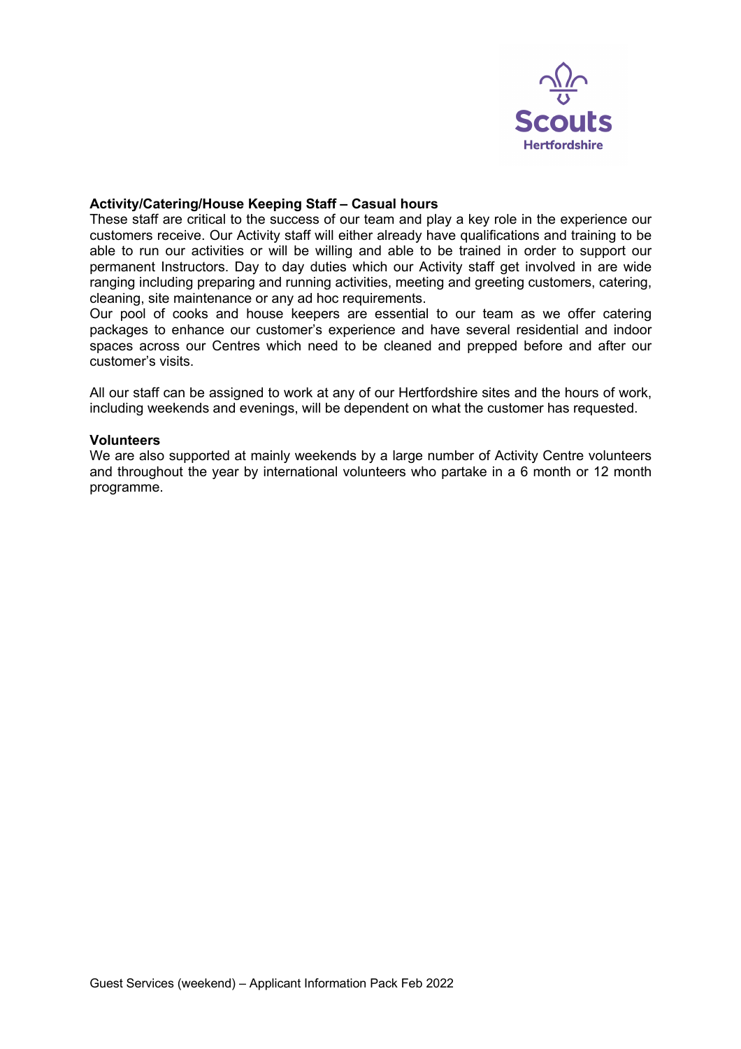**Activity/Catering/House Keeping Staff – Casual hours**

These staff are critical to the success of our team and play a key role in the experience our customers receive. Our Activity staff will either already have qualifications and training to be able to run our activities or will be willing and able to be trained in order to support our permanent Instructors. Day to day duties which our Activity staff get involved in are wide ranging including preparing and running activities, meeting and greeting customers, catering, cleaning, site maintenance or any ad hoc requirements.

Our pool of cooks and house keepers are essential to our team as we offer catering packages to enhance our customer's experience and have several residential and indoor spaces across our Centres which need to be cleaned and prepped before and after our customer's visits.

All our staff can be assigned to work at any of our Hertfordshire sites and the hours of work, including weekends and evenings, will be dependent on what the customer has requested.

**Volunteers**

We are also supported at mainly weekends by a large number of Activity Centre volunteers and throughout the year by international volunteers who partake in a 6 month or 12 month programme.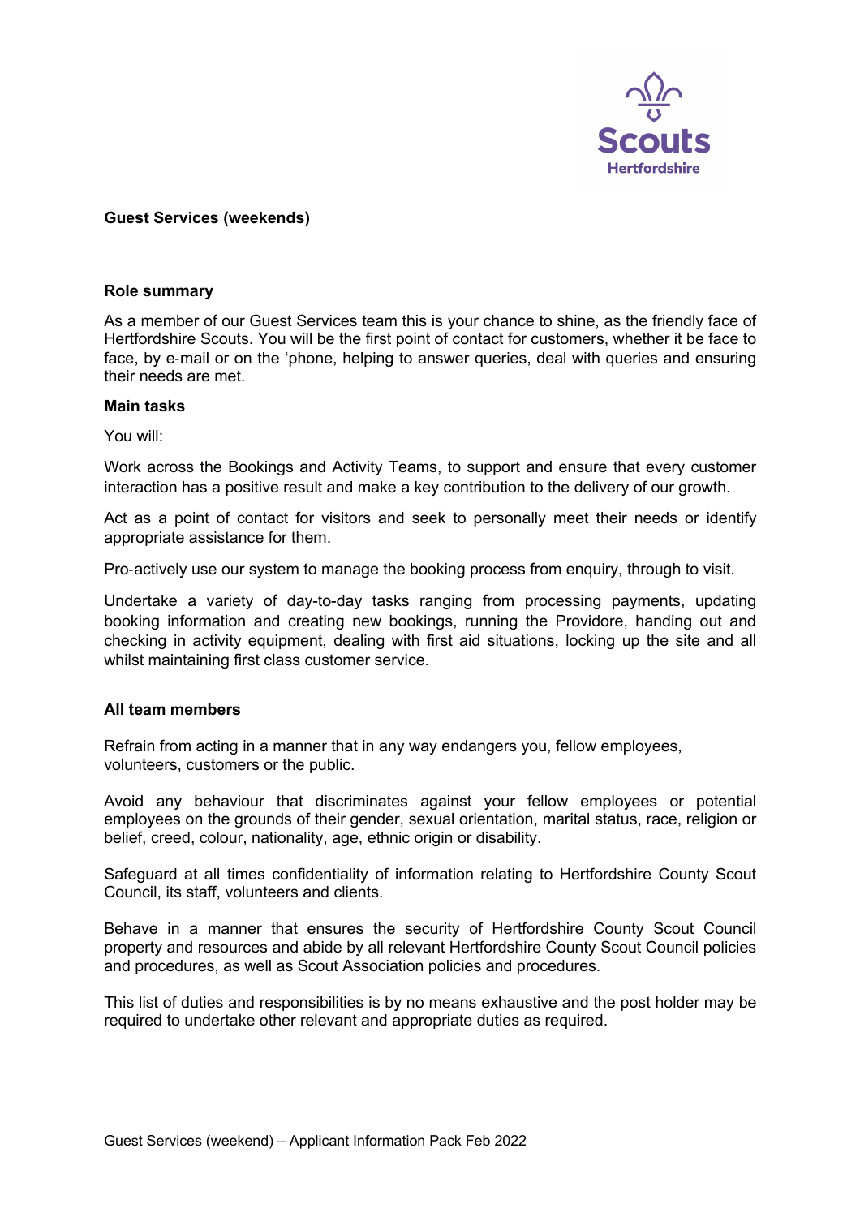**Guest Services (weekends)**

**Role summary**

As a member of our Guest Services team this is your chance to shine, as the friendly face of Hertfordshire Scouts. You will be the first point of contact for customers, whether it be face to face, by e-mail or on the 'phone, helping to answer queries, deal with queries and ensuring their needs are met.

**Main tasks**

You will:

Work across the Bookings and Activity Teams, to support and ensure that every customer interaction has a positive result and make a key contribution to the delivery of our growth.

Act as a point of contact for visitors and seek to personally meet their needs or identify appropriate assistance for them.

Pro-actively use our system to manage the booking process from enquiry, through to visit.

Undertake a variety of day-to-day tasks ranging from processing payments, updating booking information and creating new bookings, running the Providore, handing out and checking in activity equipment, dealing with first aid situations, locking up the site and all whilst maintaining first class customer service.

**All team members**

Refrain from acting in a manner that in any way endangers you, fellow employees, volunteers, customers or the public.

Avoid any behaviour that discriminates against your fellow employees or potential employees on the grounds of their gender, sexual orientation, marital status, race, religion or belief, creed, colour, nationality, age, ethnic origin or disability.

Safeguard at all times confidentiality of information relating to Hertfordshire County Scout Council, its staff, volunteers and clients.

Behave in a manner that ensures the security of Hertfordshire County Scout Council property and resources and abide by all relevant Hertfordshire County Scout Council policies and procedures, as well as Scout Association policies and procedures.

This list of duties and responsibilities is by no means exhaustive and the post holder may be required to undertake other relevant and appropriate duties as required.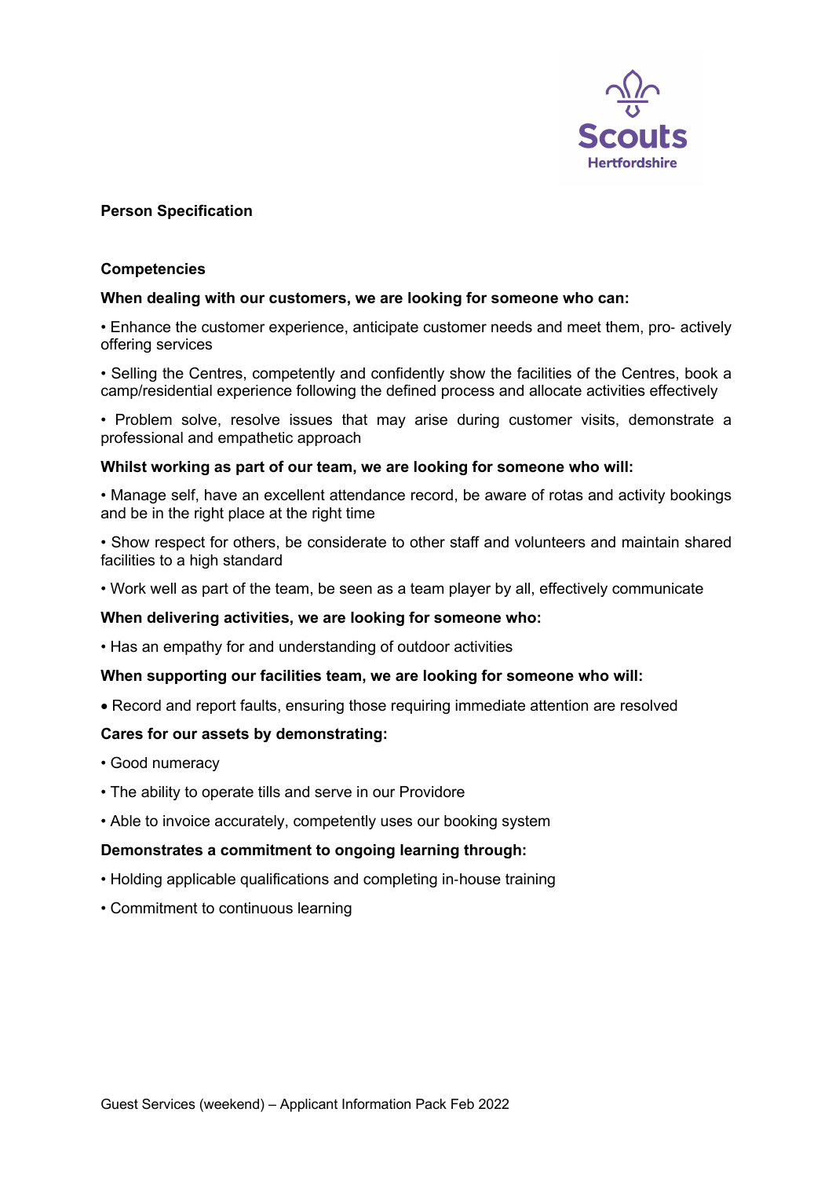**Person Specification**

**Competencies**

**When dealing with our customers, we are looking for someone who can:**

- Enhance the customer experience, anticipate customer needs and meet them, pro- actively offering services
- Selling the Centres, competently and confidently show the facilities of the Centres, book a camp/residential experience following the defined process and allocate activities effectively
- Problem solve, resolve issues that may arise during customer visits, demonstrate a professional and empathetic approach

**Whilst working as part of our team, we are looking for someone who will:**

- Manage self, have an excellent attendance record, be aware of rotas and activity bookings and be in the right place at the right time
- Show respect for others, be considerate to other staff and volunteers and maintain shared facilities to a high standard
- Work well as part of the team, be seen as a team player by all, effectively communicate

**When delivering activities, we are looking for someone who:**

- Has an empathy for and understanding of outdoor activities

**When supporting our facilities team, we are looking for someone who will:**

- Record and report faults, ensuring those requiring immediate attention are resolved

**Cares for our assets by demonstrating:**

- Good numeracy
- The ability to operate tills and serve in our Providore
- Able to invoice accurately, competently uses our booking system

**Demonstrates a commitment to ongoing learning through:**

- Holding applicable qualifications and completing in-house training
- Commitment to continuous learning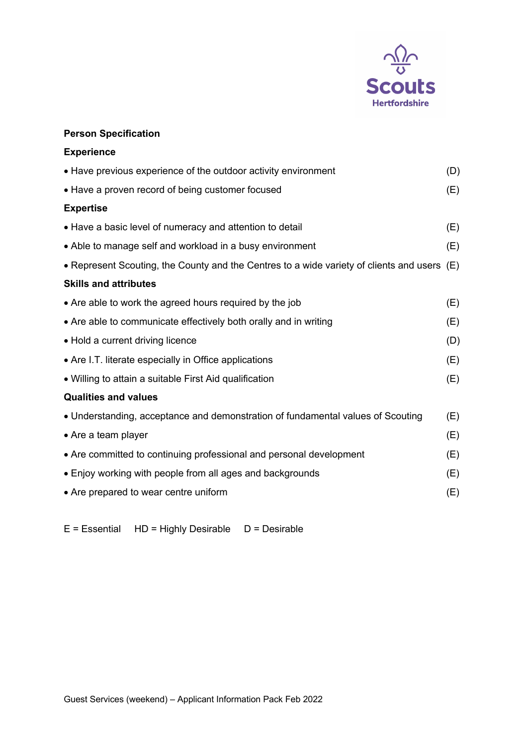**Person Specification**

**Experience**

- Have previous experience of the outdoor activity environment (D)
- Have a proven record of being customer focused (E)

**Expertise**

- Have a basic level of numeracy and attention to detail (E)
- Able to manage self and workload in a busy environment (E)
- Represent Scouting, the County and the Centres to a wide variety of clients and users (E)

**Skills and attributes**

- Are able to work the agreed hours required by the job (E)
- Are able to communicate effectively both orally and in writing (E)
- Hold a current driving licence (D)
- Are I.T. literate especially in Office applications (E)
- Willing to attain a suitable First Aid qualification (E)

**Qualities and values**

- Understanding, acceptance and demonstration of fundamental values of Scouting (E)
- Are a team player (E)
- Are committed to continuing professional and personal development (E)
- Enjoy working with people from all ages and backgrounds (E)
- Are prepared to wear centre uniform (E)

E = Essential HD = Highly Desirable D = Desirable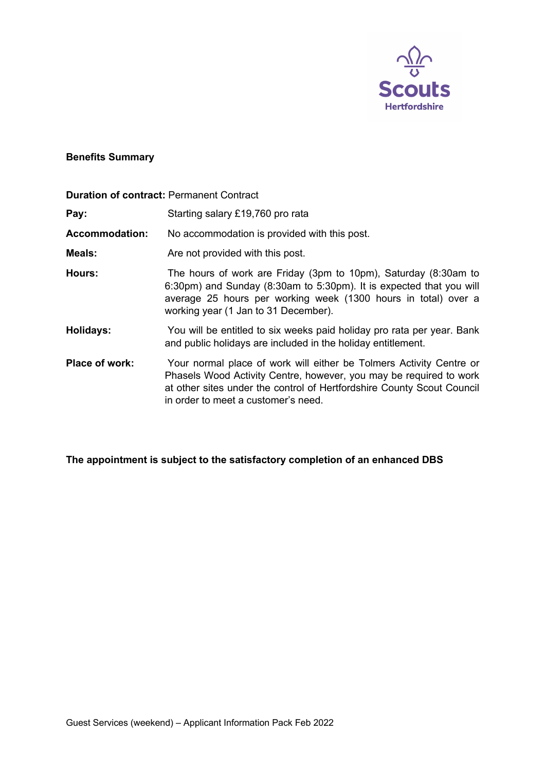**Benefits Summary**

**Duration of contract:** Permanent Contract

**Pay:** Starting salary £19,760 pro rata

**Accommodation:** No accommodation is provided with this post.

**Meals:** Are not provided with this post.

**Hours:** The hours of work are Friday (3pm to 10pm), Saturday (8:30am to 6:30pm) and Sunday (8:30am to 5:30pm). It is expected that you will average 25 hours per working week (1300 hours in total) over a working year (1 Jan to 31 December).

**Holidays:** You will be entitled to six weeks paid holiday pro rata per year. Bank and public holidays are included in the holiday entitlement.

**Place of work:** Your normal place of work will either be Tolmers Activity Centre or Phasels Wood Activity Centre, however, you may be required to work at other sites under the control of Hertfordshire County Scout Council in order to meet a customer's need.

**The appointment is subject to the satisfactory completion of an enhanced DBS**